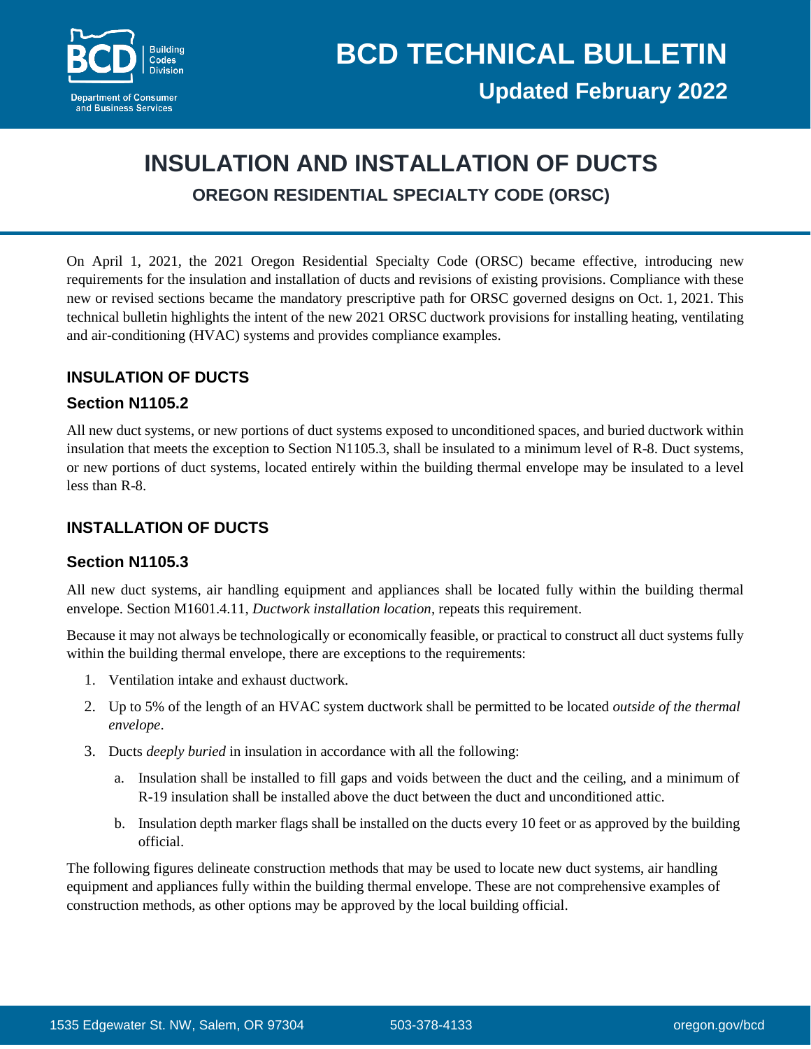# BCD TECHNICAL BULLETIN

**Updated February 2022**

# INSULATION AND INSTALLATION OF DUCTS

## OREGON RESIDENTIAL SPECIALTY CODE (ORSC)

On April 1, 2021, the 2021 Oregon Residential Specialty Code (ORSC) became effective, introducing new requirements for the insulation and installation of ducts and revisions of existing provisions. Compliance with these new or revised sections became the mandatory prescriptive path for ORSC governed designs on Oct. 1, 2021. This technical bulletin highlights the intent of the new 2021 ORSC ductwork provisions for installing heating, ventilating and air-conditioning (HVAC) systems and provides compliance examples.

## INSULATION OF DUCTS

### Section N1105.2

All new duct systems, or new portions of duct systems exposed to unconditioned spaces, and buried ductwork within insulation that meets the exception to Section N1105.3, shall be insulated to a minimum level of R-8. Duct systems, or new portions of duct systems, located entirely within the building thermal envelope may be insulated to a level less than R-8.

## INSTALLATION OF DUCTS

### Section N1105.3

All new duct systems, air handling equipment and appliances shall be located fully within the building thermal envelope. Section M1601.4.11, *Ductwork installation location*, repeats this requirement.

Because it may not always be technologically or economically feasible, or practical to construct all duct systems fully within the building thermal envelope, there are exceptions to the requirements:

1. Ventilation intake and exhaust ductwork.
2. Up to 5% of the length of an HVAC system ductwork shall be permitted to be located *outside of the thermal envelope*.
3. Ducts *deeply buried* in insulation in accordance with all the following:
   a. Insulation shall be installed to fill gaps and voids between the duct and the ceiling, and a minimum of R-19 insulation shall be installed above the duct between the duct and unconditioned attic.
   b. Insulation depth marker flags shall be installed on the ducts every 10 feet or as approved by the building official.

The following figures delineate construction methods that may be used to locate new duct systems, air handling equipment and appliances fully within the building thermal envelope. These are not comprehensive examples of construction methods, as other options may be approved by the local building official.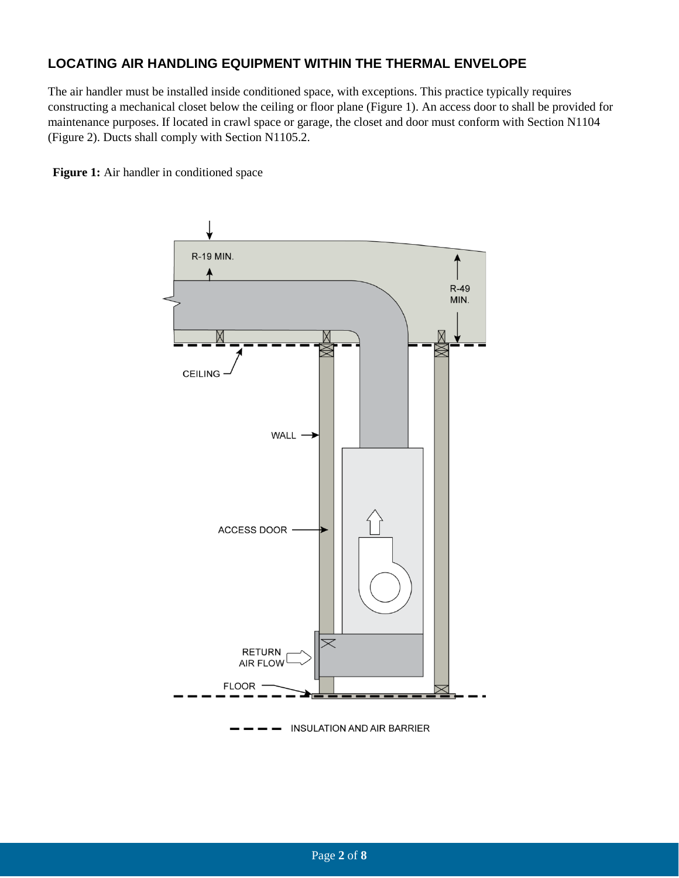## LOCATING AIR HANDLING EQUIPMENT WITHIN THE THERMAL ENVELOPE

The air handler must be installed inside conditioned space, with exceptions. This practice typically requires constructing a mechanical closet below the ceiling or floor plane (Figure 1). An access door to shall be provided for maintenance purposes. If located in crawl space or garage, the closet and door must conform with Section N1104 (Figure 2). Ducts shall comply with Section N1105.2.

**Figure 1:** Air handler in conditioned space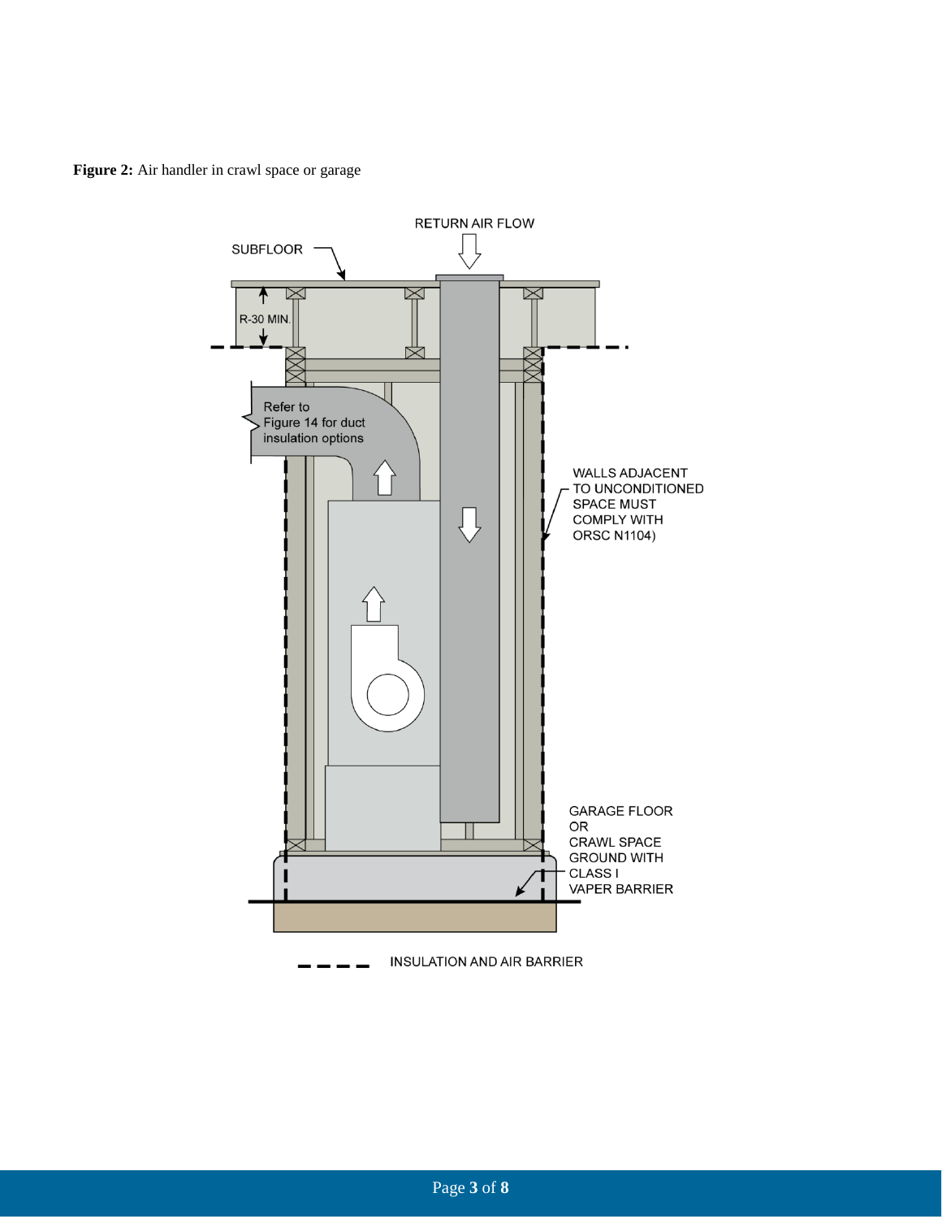**Figure 2:** Air handler in crawl space or garage

RETURN AIR FLOW

SUBFLOOR

R-30 MIN.

Refer to Figure 14 for duct insulation options

WALLS ADJACENT TO UNCONDITIONED SPACE MUST COMPLY WITH ORSC N1104)

GARAGE FLOOR OR CRAWL SPACE GROUND WITH CLASS I VAPER BARRIER

INSULATION AND AIR BARRIER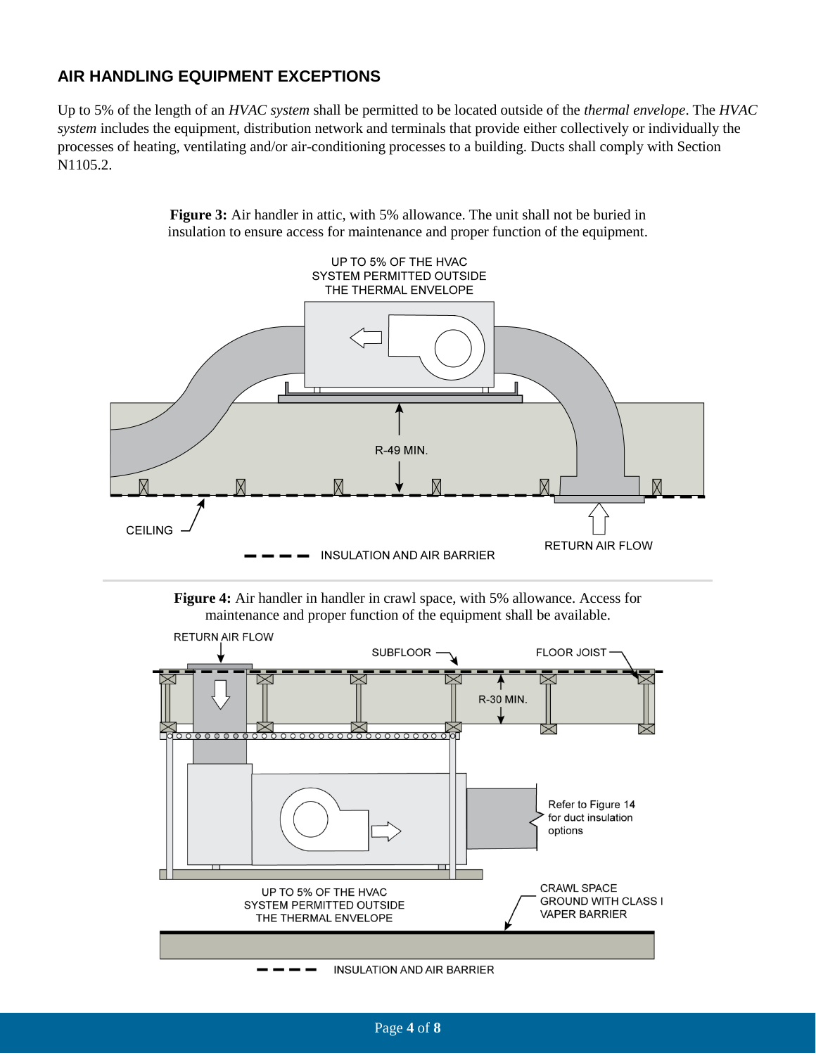## AIR HANDLING EQUIPMENT EXCEPTIONS

Up to 5% of the length of an *HVAC system* shall be permitted to be located outside of the *thermal envelope*. The *HVAC system* includes the equipment, distribution network and terminals that provide either collectively or individually the processes of heating, ventilating and/or air-conditioning processes to a building. Ducts shall comply with Section N1105.2.

**Figure 3:** Air handler in attic, with 5% allowance. The unit shall not be buried in insulation to ensure access for maintenance and proper function of the equipment.

UP TO 5% OF THE HVAC SYSTEM PERMITTED OUTSIDE THE THERMAL ENVELOPE

R-49 MIN.

CEILING

RETURN AIR FLOW

INSULATION AND AIR BARRIER

**Figure 4:** Air handler in handler in crawl space, with 5% allowance. Access for maintenance and proper function of the equipment shall be available.

RETURN AIR FLOW

SUBFLOOR

FLOOR JOIST

R-30 MIN.

Refer to Figure 14 for duct insulation options

UP TO 5% OF THE HVAC SYSTEM PERMITTED OUTSIDE THE THERMAL ENVELOPE

CRAWL SPACE GROUND WITH CLASS I VAPER BARRIER

INSULATION AND AIR BARRIER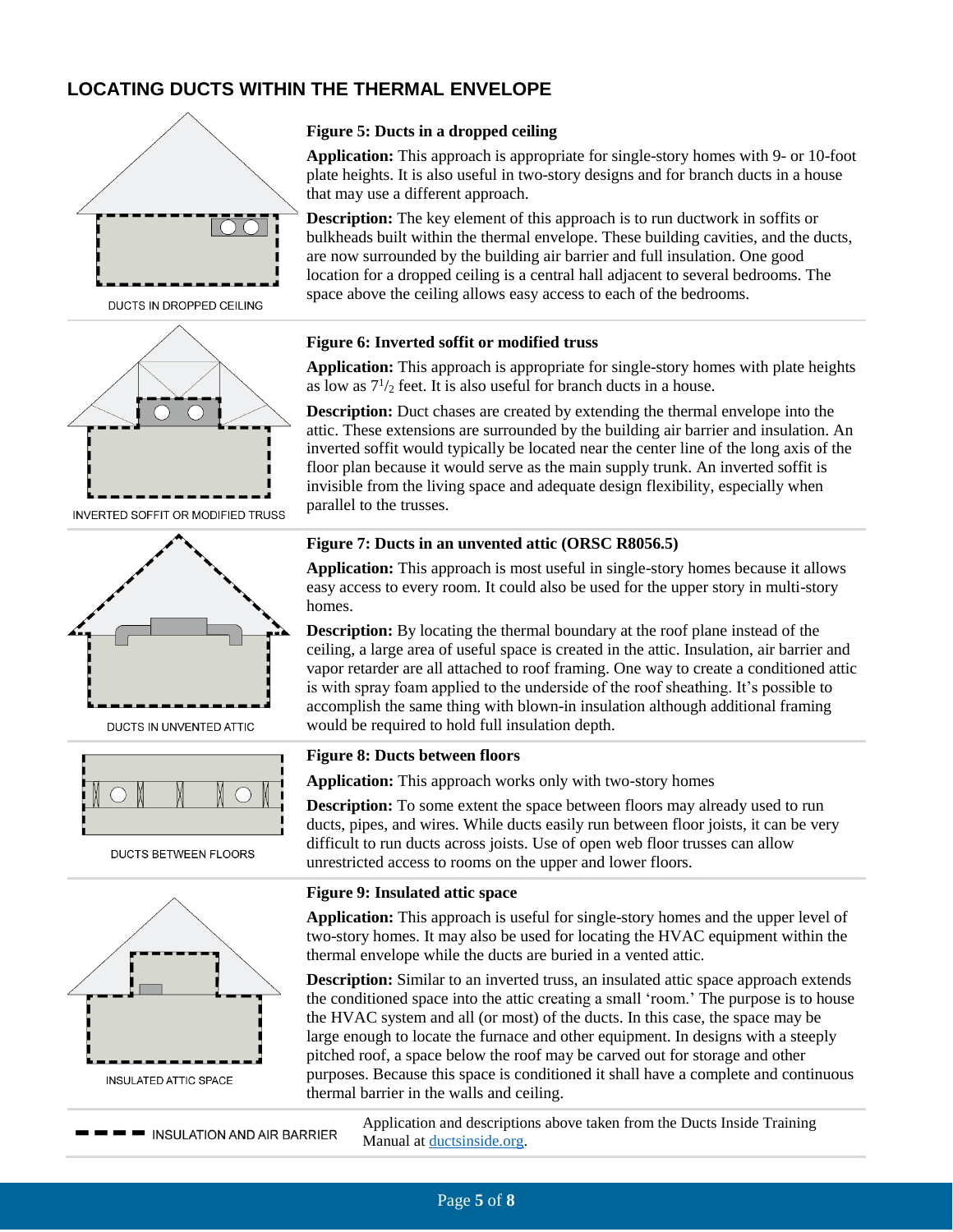## LOCATING DUCTS WITHIN THE THERMAL ENVELOPE

DUCTS IN DROPPED CEILING

**Figure 5: Ducts in a dropped ceiling**

**Application:** This approach is appropriate for single-story homes with 9- or 10-foot plate heights. It is also useful in two-story designs and for branch ducts in a house that may use a different approach.

**Description:** The key element of this approach is to run ductwork in soffits or bulkheads built within the thermal envelope. These building cavities, and the ducts, are now surrounded by the building air barrier and full insulation. One good location for a dropped ceiling is a central hall adjacent to several bedrooms. The space above the ceiling allows easy access to each of the bedrooms.

INVERTED SOFFIT OR MODIFIED TRUSS

**Figure 6: Inverted soffit or modified truss**

**Application:** This approach is appropriate for single-story homes with plate heights as low as $7^{1}/_{2}$ feet. It is also useful for branch ducts in a house.

**Description:** Duct chases are created by extending the thermal envelope into the attic. These extensions are surrounded by the building air barrier and insulation. An inverted soffit would typically be located near the center line of the long axis of the floor plan because it would serve as the main supply trunk. An inverted soffit is invisible from the living space and adequate design flexibility, especially when parallel to the trusses.

DUCTS IN UNVENTED ATTIC

**Figure 7: Ducts in an unvented attic (ORSC R8056.5)**

**Application:** This approach is most useful in single-story homes because it allows easy access to every room. It could also be used for the upper story in multi-story homes.

**Description:** By locating the thermal boundary at the roof plane instead of the ceiling, a large area of useful space is created in the attic. Insulation, air barrier and vapor retarder are all attached to roof framing. One way to create a conditioned attic is with spray foam applied to the underside of the roof sheathing. It's possible to accomplish the same thing with blown-in insulation although additional framing would be required to hold full insulation depth.

DUCTS BETWEEN FLOORS

**Figure 8: Ducts between floors**

**Application:** This approach works only with two-story homes

**Description:** To some extent the space between floors may already used to run ducts, pipes, and wires. While ducts easily run between floor joists, it can be very difficult to run ducts across joists. Use of open web floor trusses can allow unrestricted access to rooms on the upper and lower floors.

INSULATED ATTIC SPACE

**Figure 9: Insulated attic space**

**Application:** This approach is useful for single-story homes and the upper level of two-story homes. It may also be used for locating the HVAC equipment within the thermal envelope while the ducts are buried in a vented attic.

**Description:** Similar to an inverted truss, an insulated attic space approach extends the conditioned space into the attic creating a small 'room.' The purpose is to house the HVAC system and all (or most) of the ducts. In this case, the space may be large enough to locate the furnace and other equipment. In designs with a steeply pitched roof, a space below the roof may be carved out for storage and other purposes. Because this space is conditioned it shall have a complete and continuous thermal barrier in the walls and ceiling.

▬ ▬ ▬ INSULATION AND AIR BARRIER

Application and descriptions above taken from the Ducts Inside Training Manual at [ductsinside.org](ductsinside.org).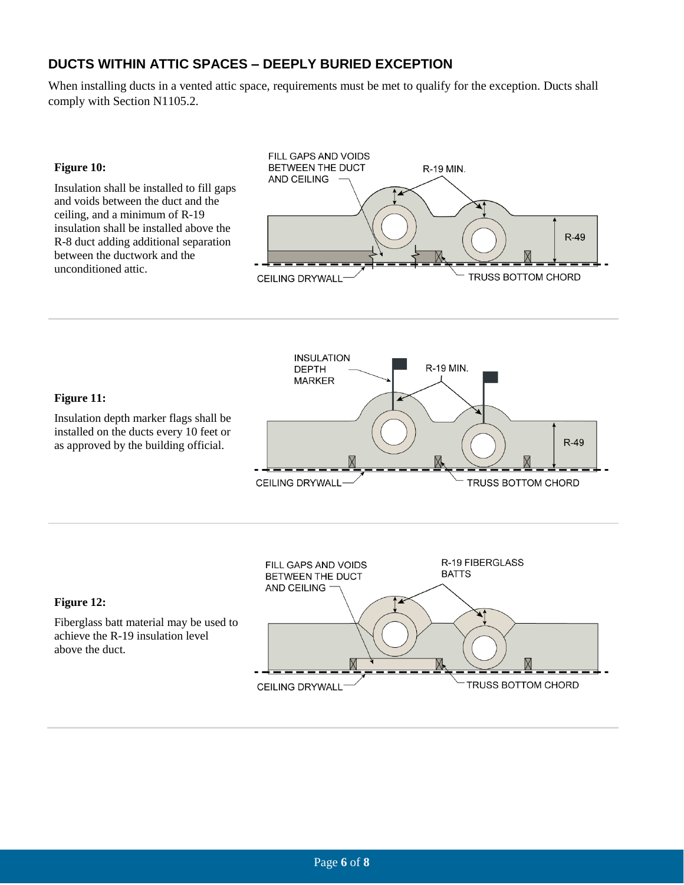## DUCTS WITHIN ATTIC SPACES – DEEPLY BURIED EXCEPTION

When installing ducts in a vented attic space, requirements must be met to qualify for the exception. Ducts shall comply with Section N1105.2.

**Figure 10:**

Insulation shall be installed to fill gaps and voids between the duct and the ceiling, and a minimum of R-19 insulation shall be installed above the R-8 duct adding additional separation between the ductwork and the unconditioned attic.

**Figure 11:**

Insulation depth marker flags shall be installed on the ducts every 10 feet or as approved by the building official.

**Figure 12:**

Fiberglass batt material may be used to achieve the R-19 insulation level above the duct.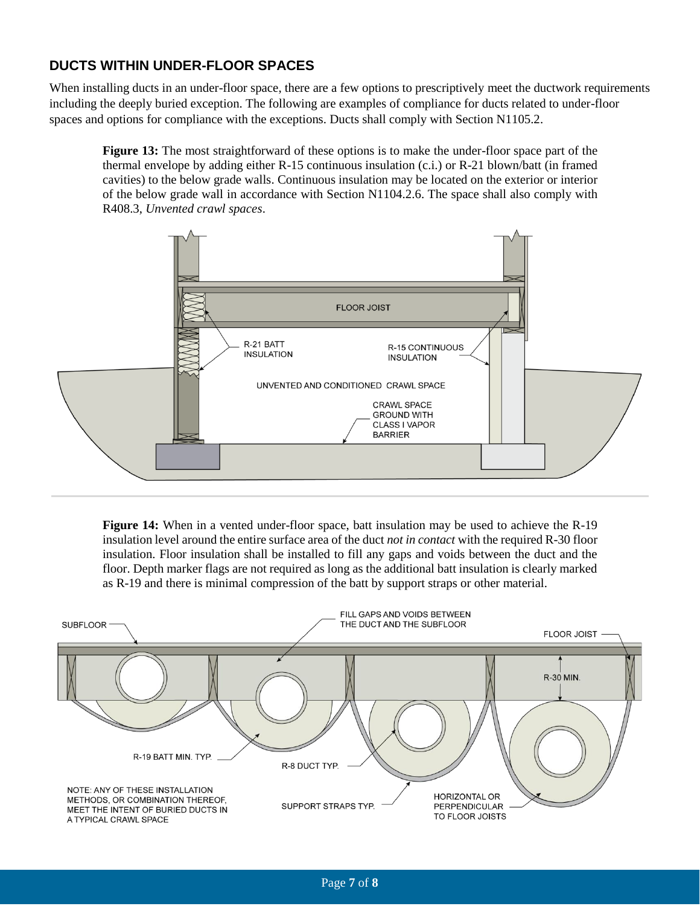## DUCTS WITHIN UNDER-FLOOR SPACES

When installing ducts in an under-floor space, there are a few options to prescriptively meet the ductwork requirements including the deeply buried exception. The following are examples of compliance for ducts related to under-floor spaces and options for compliance with the exceptions. Ducts shall comply with Section N1105.2.

**Figure 13:** The most straightforward of these options is to make the under-floor space part of the thermal envelope by adding either R-15 continuous insulation (c.i.) or R-21 blown/batt (in framed cavities) to the below grade walls. Continuous insulation may be located on the exterior or interior of the below grade wall in accordance with Section N1104.2.6. The space shall also comply with R408.3, *Unvented crawl spaces*.

**Figure 14:** When in a vented under-floor space, batt insulation may be used to achieve the R-19 insulation level around the entire surface area of the duct *not in contact* with the required R-30 floor insulation. Floor insulation shall be installed to fill any gaps and voids between the duct and the floor. Depth marker flags are not required as long as the additional batt insulation is clearly marked as R-19 and there is minimal compression of the batt by support straps or other material.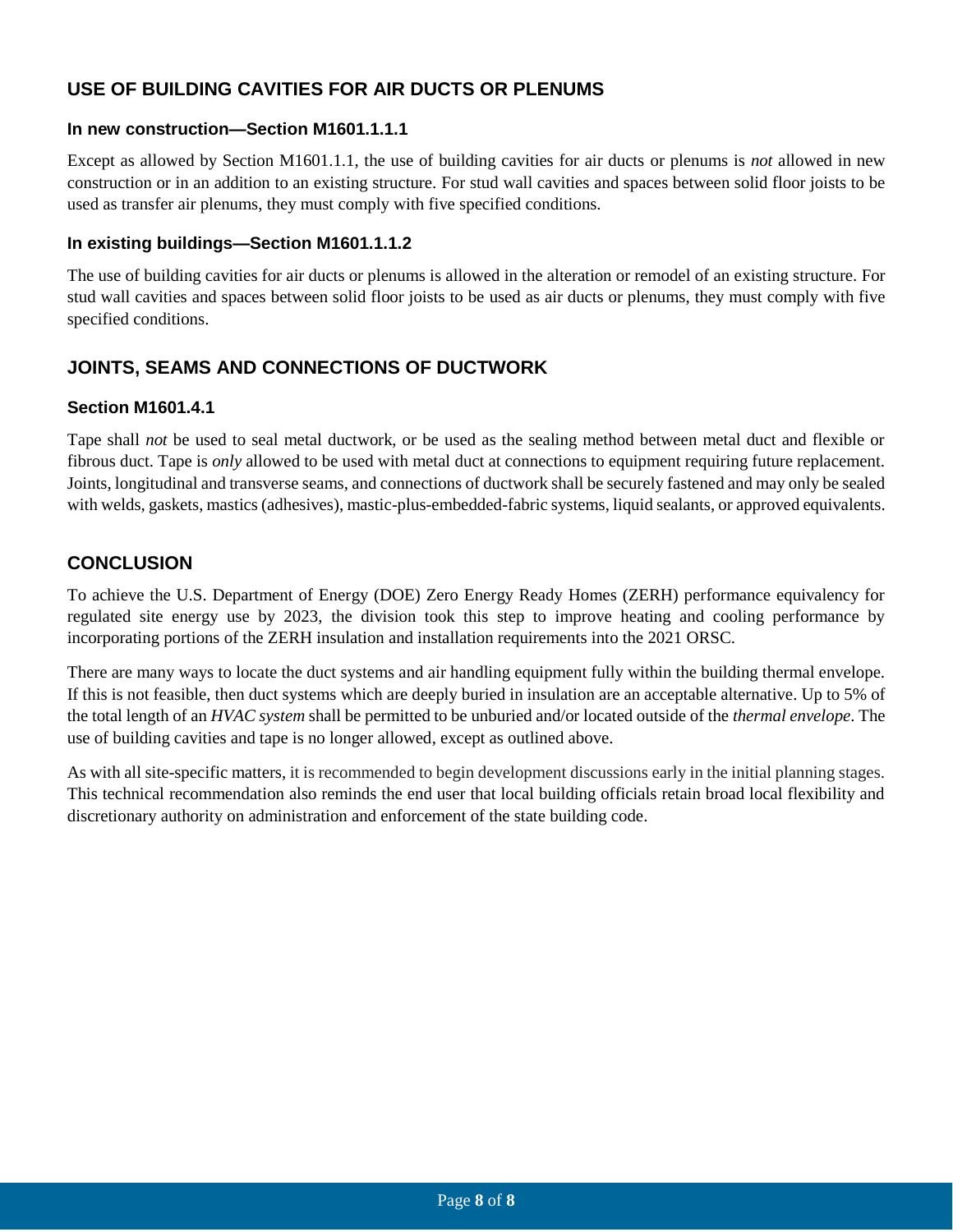## USE OF BUILDING CAVITIES FOR AIR DUCTS OR PLENUMS

### In new construction—Section M1601.1.1.1

Except as allowed by Section M1601.1.1, the use of building cavities for air ducts or plenums is *not* allowed in new construction or in an addition to an existing structure. For stud wall cavities and spaces between solid floor joists to be used as transfer air plenums, they must comply with five specified conditions.

### In existing buildings—Section M1601.1.1.2

The use of building cavities for air ducts or plenums is allowed in the alteration or remodel of an existing structure. For stud wall cavities and spaces between solid floor joists to be used as air ducts or plenums, they must comply with five specified conditions.

## JOINTS, SEAMS AND CONNECTIONS OF DUCTWORK

### Section M1601.4.1

Tape shall *not* be used to seal metal ductwork, or be used as the sealing method between metal duct and flexible or fibrous duct. Tape is *only* allowed to be used with metal duct at connections to equipment requiring future replacement. Joints, longitudinal and transverse seams, and connections of ductwork shall be securely fastened and may only be sealed with welds, gaskets, mastics (adhesives), mastic-plus-embedded-fabric systems, liquid sealants, or approved equivalents.

## CONCLUSION

To achieve the U.S. Department of Energy (DOE) Zero Energy Ready Homes (ZERH) performance equivalency for regulated site energy use by 2023, the division took this step to improve heating and cooling performance by incorporating portions of the ZERH insulation and installation requirements into the 2021 ORSC.

There are many ways to locate the duct systems and air handling equipment fully within the building thermal envelope. If this is not feasible, then duct systems which are deeply buried in insulation are an acceptable alternative. Up to 5% of the total length of an *HVAC system* shall be permitted to be unburied and/or located outside of the *thermal envelope*. The use of building cavities and tape is no longer allowed, except as outlined above.

As with all site-specific matters, it is recommended to begin development discussions early in the initial planning stages. This technical recommendation also reminds the end user that local building officials retain broad local flexibility and discretionary authority on administration and enforcement of the state building code.